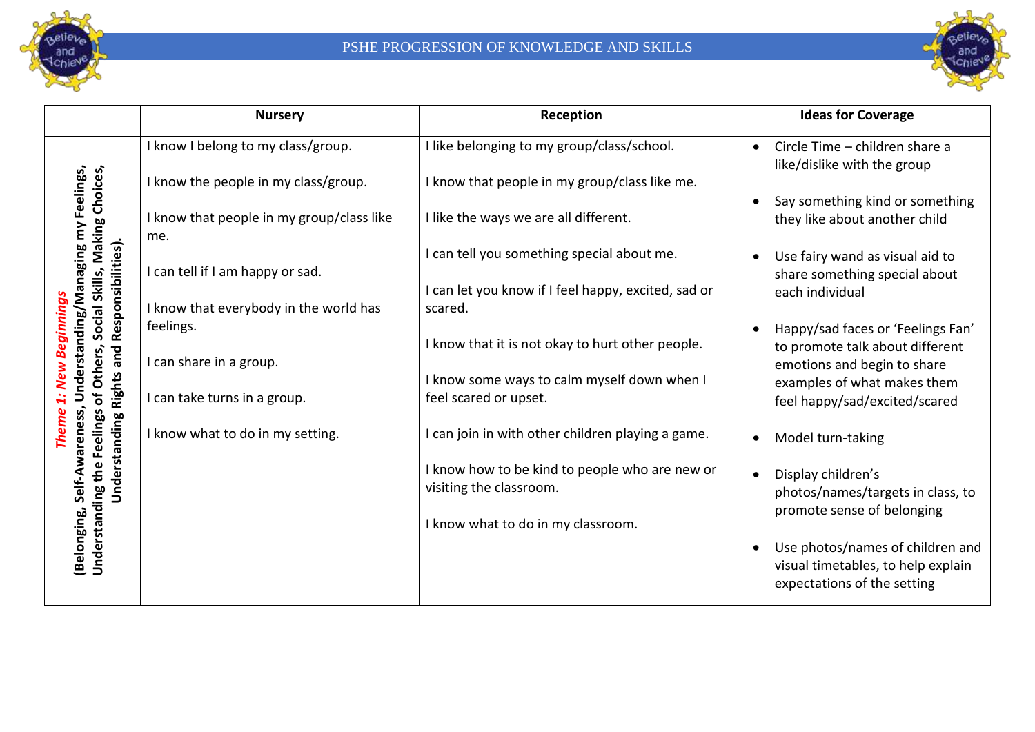# PSHE PROGRESSION OF KNOWLEDGE AND SKILLS

| | Nursery | Reception | Ideas for Coverage |
|---|---|---|---|
| ***Theme 1: New Beginnings*** **(Belonging, Self-Awareness, Understanding/Managing my Feelings, Understanding the Feelings of Others, Social Skills, Making Choices, Understanding Rights and Responsibilities).** | I know I belong to my class/group.<br><br>I know the people in my class/group.<br><br>I know that people in my group/class like me.<br><br>I can tell if I am happy or sad.<br><br>I know that everybody in the world has feelings.<br><br>I can share in a group.<br><br>I can take turns in a group.<br><br>I know what to do in my setting. | I like belonging to my group/class/school.<br><br>I know that people in my group/class like me.<br><br>I like the ways we are all different.<br><br>I can tell you something special about me.<br><br>I can let you know if I feel happy, excited, sad or scared.<br><br>I know that it is not okay to hurt other people.<br><br>I know some ways to calm myself down when I feel scared or upset.<br><br>I can join in with other children playing a game.<br><br>I know how to be kind to people who are new or visiting the classroom.<br><br>I know what to do in my classroom. | • Circle Time – children share a like/dislike with the group<br><br>• Say something kind or something they like about another child<br><br>• Use fairy wand as visual aid to share something special about each individual<br><br>• Happy/sad faces or 'Feelings Fan' to promote talk about different emotions and begin to share examples of what makes them feel happy/sad/excited/scared<br><br>• Model turn-taking<br><br>• Display children's photos/names/targets in class, to promote sense of belonging<br><br>• Use photos/names of children and visual timetables, to help explain expectations of the setting |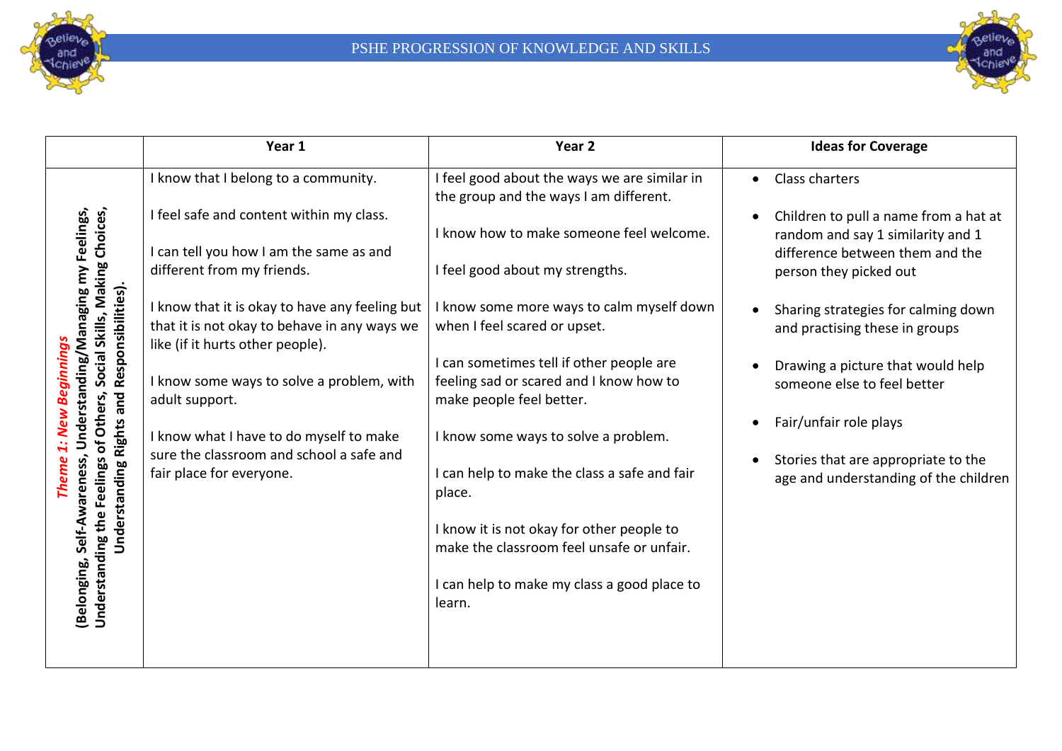|  | Year 1 | Year 2 | Ideas for Coverage |
| --- | --- | --- | --- |
| ***Theme 1: New Beginnings*** **(Belonging, Self-Awareness, Understanding/Managing my Feelings, Understanding the Feelings of Others, Social Skills, Making Choices, Understanding Rights and Responsibilities).** | I know that I belong to a community.<br><br>I feel safe and content within my class.<br><br>I can tell you how I am the same as and different from my friends.<br><br>I know that it is okay to have any feeling but that it is not okay to behave in any ways we like (if it hurts other people).<br><br>I know some ways to solve a problem, with adult support.<br><br>I know what I have to do myself to make sure the classroom and school a safe and fair place for everyone. | I feel good about the ways we are similar in the group and the ways I am different.<br><br>I know how to make someone feel welcome.<br><br>I feel good about my strengths.<br><br>I know some more ways to calm myself down when I feel scared or upset.<br><br>I can sometimes tell if other people are feeling sad or scared and I know how to make people feel better.<br><br>I know some ways to solve a problem.<br><br>I can help to make the class a safe and fair place.<br><br>I know it is not okay for other people to make the classroom feel unsafe or unfair.<br><br>I can help to make my class a good place to learn. | • Class charters<br><br>• Children to pull a name from a hat at random and say 1 similarity and 1 difference between them and the person they picked out<br><br>• Sharing strategies for calming down and practising these in groups<br><br>• Drawing a picture that would help someone else to feel better<br><br>• Fair/unfair role plays<br><br>• Stories that are appropriate to the age and understanding of the children |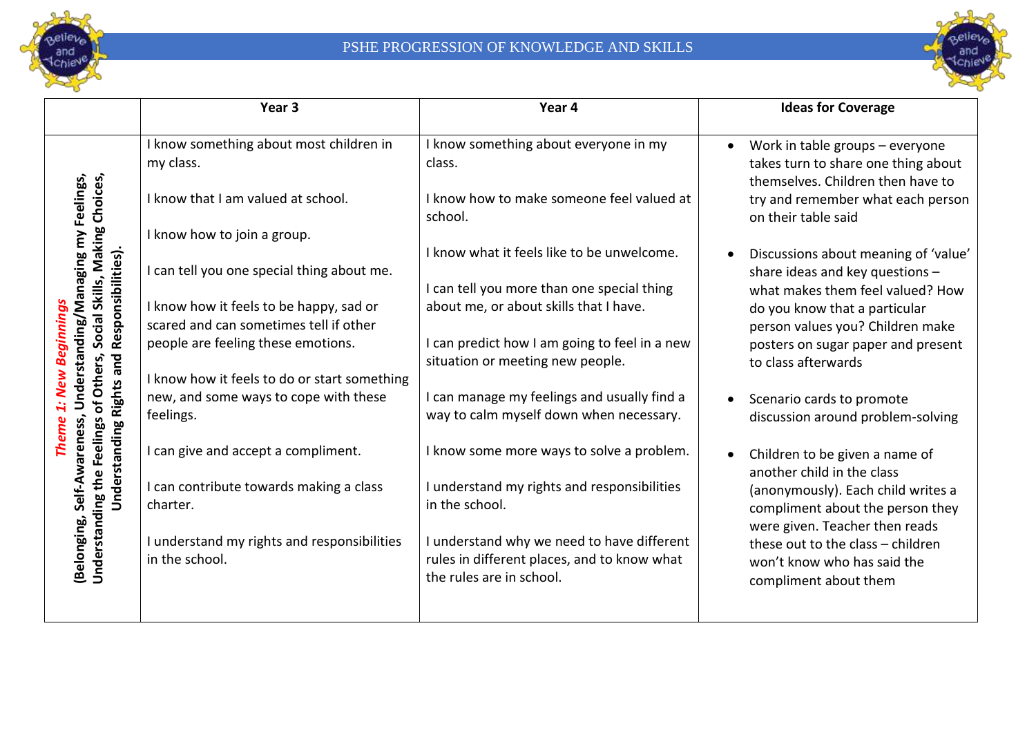# PSHE PROGRESSION OF KNOWLEDGE AND SKILLS

| | Year 3 | Year 4 | Ideas for Coverage |
|---|---|---|---|
| ***Theme 1: New Beginnings*** **(Belonging, Self-Awareness, Understanding/Managing my Feelings, Understanding the Feelings of Others, Social Skills, Making Choices, Understanding Rights and Responsibilities).** | I know something about most children in my class.<br><br>I know that I am valued at school.<br><br>I know how to join a group.<br><br>I can tell you one special thing about me.<br><br>I know how it feels to be happy, sad or scared and can sometimes tell if other people are feeling these emotions.<br><br>I know how it feels to do or start something new, and some ways to cope with these feelings.<br><br>I can give and accept a compliment.<br><br>I can contribute towards making a class charter.<br><br>I understand my rights and responsibilities in the school. | I know something about everyone in my class.<br><br>I know how to make someone feel valued at school.<br><br>I know what it feels like to be unwelcome.<br><br>I can tell you more than one special thing about me, or about skills that I have.<br><br>I can predict how I am going to feel in a new situation or meeting new people.<br><br>I can manage my feelings and usually find a way to calm myself down when necessary.<br><br>I know some more ways to solve a problem.<br><br>I understand my rights and responsibilities in the school.<br><br>I understand why we need to have different rules in different places, and to know what the rules are in school. | • Work in table groups – everyone takes turn to share one thing about themselves. Children then have to try and remember what each person on their table said<br><br>• Discussions about meaning of 'value' share ideas and key questions – what makes them feel valued? How do you know that a particular person values you? Children make posters on sugar paper and present to class afterwards<br><br>• Scenario cards to promote discussion around problem-solving<br><br>• Children to be given a name of another child in the class (anonymously). Each child writes a compliment about the person they were given. Teacher then reads these out to the class – children won't know who has said the compliment about them |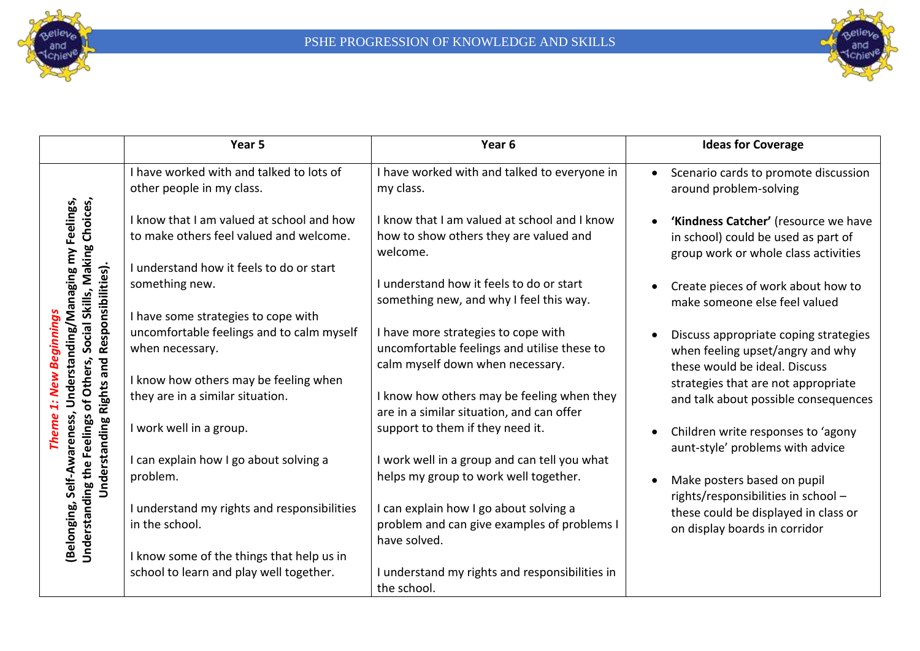| | Year 5 | Year 6 | Ideas for Coverage |
|---|---|---|---|
| *Theme 1: New Beginnings* **(Belonging, Self-Awareness, Understanding/Managing my Feelings, Understanding the Feelings of Others, Social Skills, Making Choices, Understanding Rights and Responsibilities).** | I have worked with and talked to lots of other people in my class.<br><br>I know that I am valued at school and how to make others feel valued and welcome.<br><br>I understand how it feels to do or start something new.<br><br>I have some strategies to cope with uncomfortable feelings and to calm myself when necessary.<br><br>I know how others may be feeling when they are in a similar situation.<br><br>I work well in a group.<br><br>I can explain how I go about solving a problem.<br><br>I understand my rights and responsibilities in the school.<br><br>I know some of the things that help us in school to learn and play well together. | I have worked with and talked to everyone in my class.<br><br>I know that I am valued at school and I know how to show others they are valued and welcome.<br><br>I understand how it feels to do or start something new, and why I feel this way.<br><br>I have more strategies to cope with uncomfortable feelings and utilise these to calm myself down when necessary.<br><br>I know how others may be feeling when they are in a similar situation, and can offer support to them if they need it.<br><br>I work well in a group and can tell you what helps my group to work well together.<br><br>I can explain how I go about solving a problem and can give examples of problems I have solved.<br><br>I understand my rights and responsibilities in the school. | • Scenario cards to promote discussion around problem-solving<br><br>• **'Kindness Catcher'** (resource we have in school) could be used as part of group work or whole class activities<br><br>• Create pieces of work about how to make someone else feel valued<br><br>• Discuss appropriate coping strategies when feeling upset/angry and why these would be ideal. Discuss strategies that are not appropriate and talk about possible consequences<br><br>• Children write responses to 'agony aunt-style' problems with advice<br><br>• Make posters based on pupil rights/responsibilities in school – these could be displayed in class or on display boards in corridor |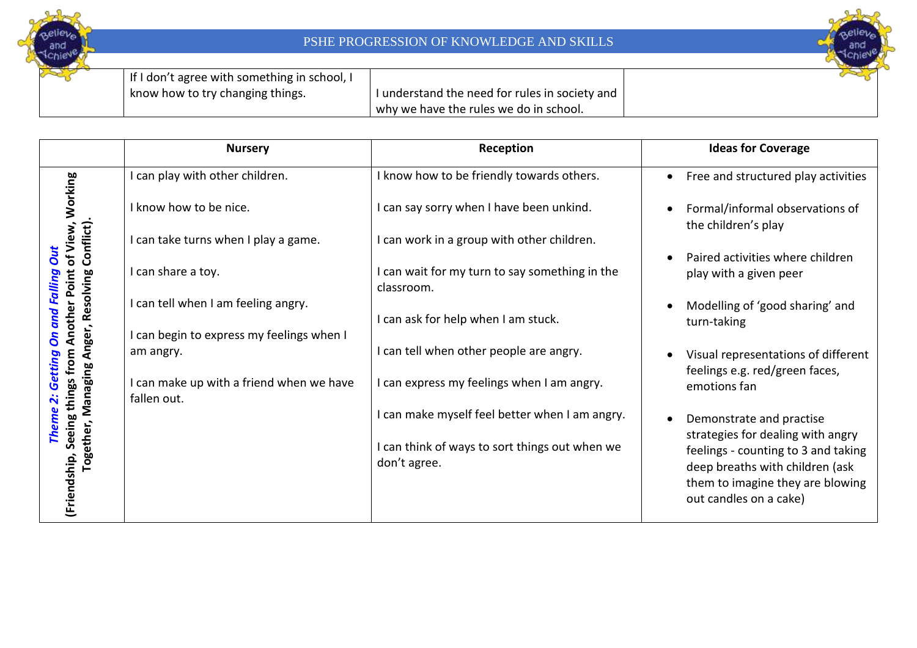| | | | |
|---|---|---|---|
| | If I don't agree with something in school, I know how to try changing things. | I understand the need for rules in society and why we have the rules we do in school. | |

| | Nursery | Reception | Ideas for Coverage |
|---|---|---|---|
| ***Theme 2: Getting On and Falling Out*** **(Friendship, Seeing things from Another Point of View, Working Together, Managing Anger, Resolving Conflict).** | I can play with other children.<br><br>I know how to be nice.<br><br>I can take turns when I play a game.<br><br>I can share a toy.<br><br>I can tell when I am feeling angry.<br><br>I can begin to express my feelings when I am angry.<br><br>I can make up with a friend when we have fallen out. | I know how to be friendly towards others.<br><br>I can say sorry when I have been unkind.<br><br>I can work in a group with other children.<br><br>I can wait for my turn to say something in the classroom.<br><br>I can ask for help when I am stuck.<br><br>I can tell when other people are angry.<br><br>I can express my feelings when I am angry.<br><br>I can make myself feel better when I am angry.<br><br>I can think of ways to sort things out when we don't agree. | • Free and structured play activities<br><br>• Formal/informal observations of the children's play<br><br>• Paired activities where children play with a given peer<br><br>• Modelling of 'good sharing' and turn-taking<br><br>• Visual representations of different feelings e.g. red/green faces, emotions fan<br><br>• Demonstrate and practise strategies for dealing with angry feelings - counting to 3 and taking deep breaths with children (ask them to imagine they are blowing out candles on a cake) |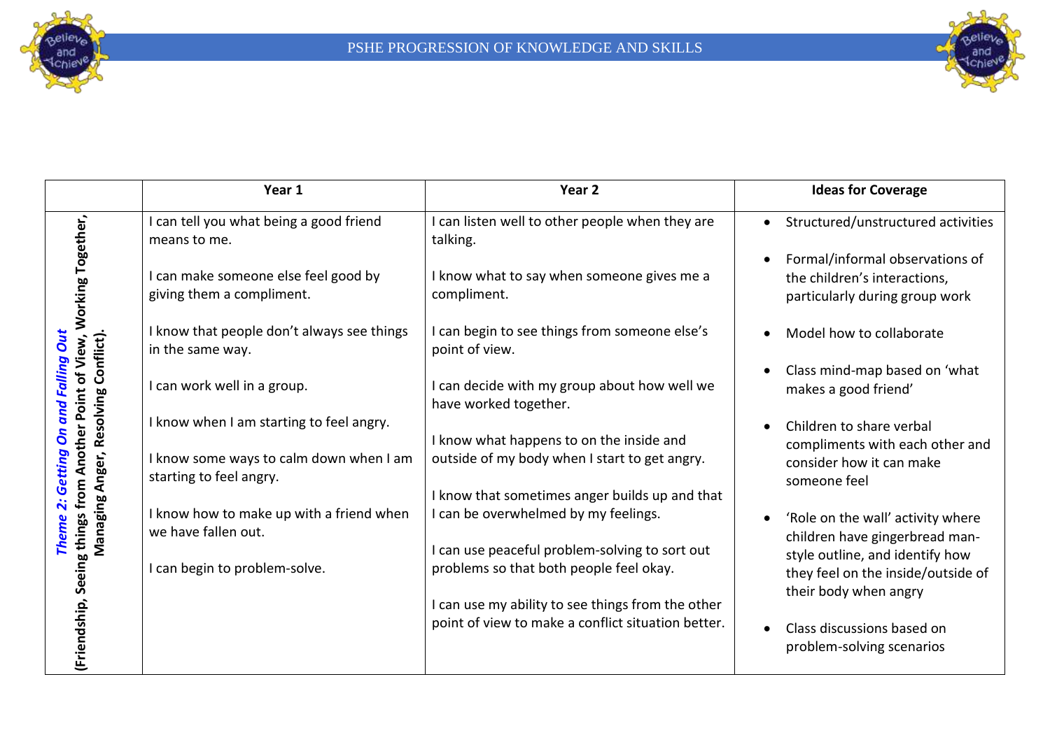| | Year 1 | Year 2 | Ideas for Coverage |
|---|---|---|---|
| ***Theme 2: Getting On and Falling Out*** **(Friendship, Seeing things from Another Point of View, Working Together, Managing Anger, Resolving Conflict).** | I can tell you what being a good friend means to me.<br><br>I can make someone else feel good by giving them a compliment.<br><br>I know that people don't always see things in the same way.<br><br>I can work well in a group.<br><br>I know when I am starting to feel angry.<br><br>I know some ways to calm down when I am starting to feel angry.<br><br>I know how to make up with a friend when we have fallen out.<br><br>I can begin to problem-solve. | I can listen well to other people when they are talking.<br><br>I know what to say when someone gives me a compliment.<br><br>I can begin to see things from someone else's point of view.<br><br>I can decide with my group about how well we have worked together.<br><br>I know what happens to on the inside and outside of my body when I start to get angry.<br><br>I know that sometimes anger builds up and that I can be overwhelmed by my feelings.<br><br>I can use peaceful problem-solving to sort out problems so that both people feel okay.<br><br>I can use my ability to see things from the other point of view to make a conflict situation better. | • Structured/unstructured activities<br><br>• Formal/informal observations of the children's interactions, particularly during group work<br><br>• Model how to collaborate<br><br>• Class mind-map based on 'what makes a good friend'<br><br>• Children to share verbal compliments with each other and consider how it can make someone feel<br><br>• 'Role on the wall' activity where children have gingerbread man-style outline, and identify how they feel on the inside/outside of their body when angry<br><br>• Class discussions based on problem-solving scenarios |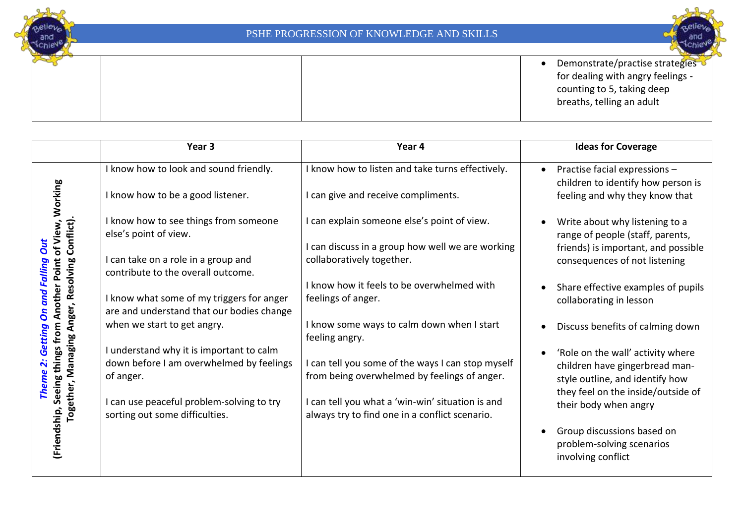| | | | |
|---|---|---|---|
| | | | • Demonstrate/practise strategies for dealing with angry feelings - counting to 5, taking deep breaths, telling an adult |

| | Year 3 | Year 4 | Ideas for Coverage |
|---|---|---|---|
| ***Theme 2: Getting On and Falling Out*** **(Friendship, Seeing things from Another Point of View, Working Together, Managing Anger, Resolving Conflict).** | I know how to look and sound friendly.<br><br>I know how to be a good listener.<br><br>I know how to see things from someone else's point of view.<br><br>I can take on a role in a group and contribute to the overall outcome.<br><br>I know what some of my triggers for anger are and understand that our bodies change when we start to get angry.<br><br>I understand why it is important to calm down before I am overwhelmed by feelings of anger.<br><br>I can use peaceful problem-solving to try sorting out some difficulties. | I know how to listen and take turns effectively.<br><br>I can give and receive compliments.<br><br>I can explain someone else's point of view.<br><br>I can discuss in a group how well we are working collaboratively together.<br><br>I know how it feels to be overwhelmed with feelings of anger.<br><br>I know some ways to calm down when I start feeling angry.<br><br>I can tell you some of the ways I can stop myself from being overwhelmed by feelings of anger.<br><br>I can tell you what a 'win-win' situation is and always try to find one in a conflict scenario. | • Practise facial expressions – children to identify how person is feeling and why they know that<br><br>• Write about why listening to a range of people (staff, parents, friends) is important, and possible consequences of not listening<br><br>• Share effective examples of pupils collaborating in lesson<br><br>• Discuss benefits of calming down<br><br>• 'Role on the wall' activity where children have gingerbread man-style outline, and identify how they feel on the inside/outside of their body when angry<br><br>• Group discussions based on problem-solving scenarios involving conflict |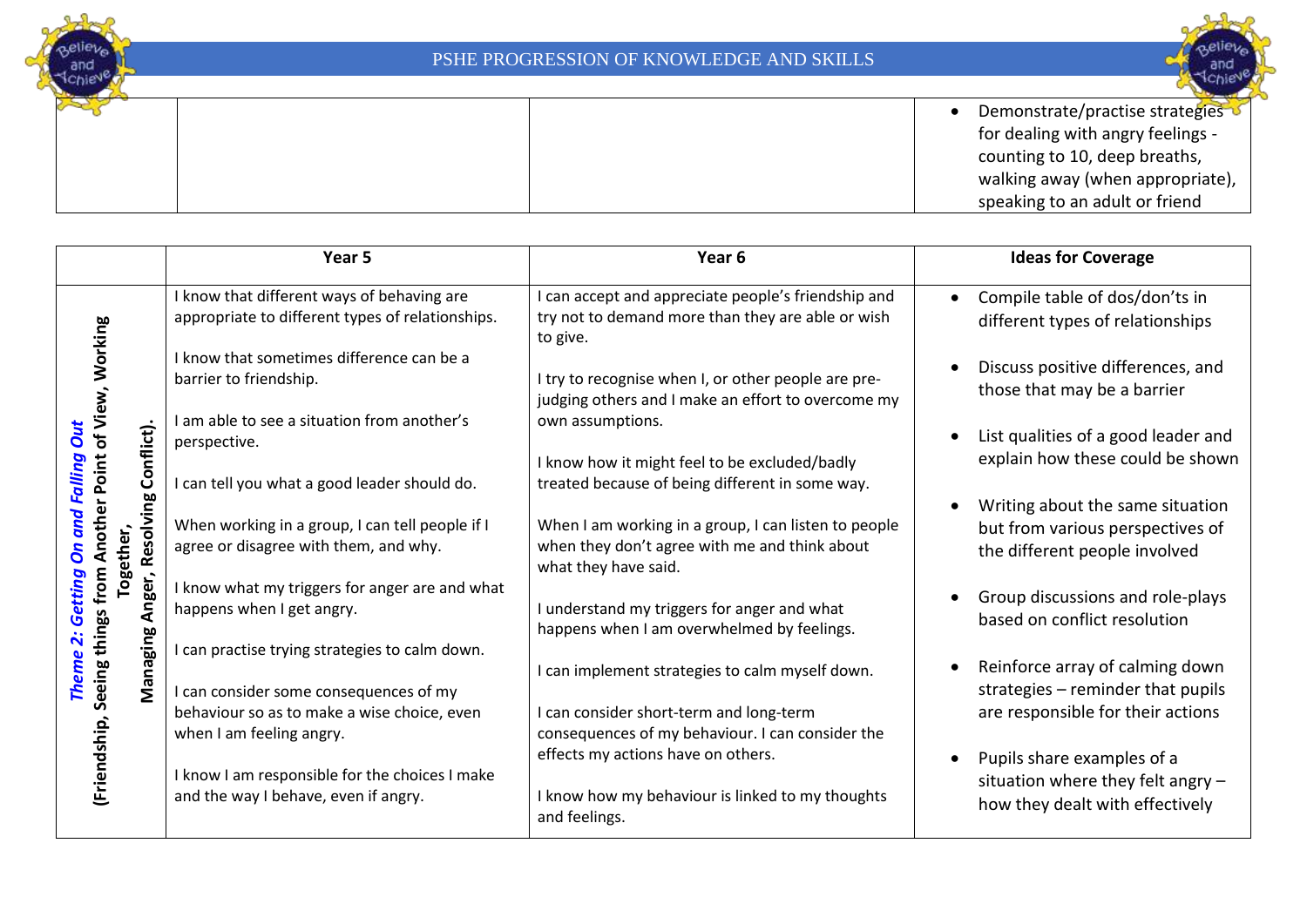| | | | |
|---|---|---|---|
| | | | • Demonstrate/practise strategies for dealing with angry feelings - counting to 10, deep breaths, walking away (when appropriate), speaking to an adult or friend |

| | Year 5 | Year 6 | Ideas for Coverage |
|---|---|---|---|
| ***Theme 2: Getting On and Falling Out*** **(Friendship, Seeing things from Another Point of View, Working Together, Managing Anger, Resolving Conflict).** | I know that different ways of behaving are appropriate to different types of relationships.<br><br>I know that sometimes difference can be a barrier to friendship.<br><br>I am able to see a situation from another's perspective.<br><br>I can tell you what a good leader should do.<br><br>When working in a group, I can tell people if I agree or disagree with them, and why.<br><br>I know what my triggers for anger are and what happens when I get angry.<br><br>I can practise trying strategies to calm down.<br><br>I can consider some consequences of my behaviour so as to make a wise choice, even when I am feeling angry.<br><br>I know I am responsible for the choices I make and the way I behave, even if angry. | I can accept and appreciate people's friendship and try not to demand more than they are able or wish to give.<br><br>I try to recognise when I, or other people are pre-judging others and I make an effort to overcome my own assumptions.<br><br>I know how it might feel to be excluded/badly treated because of being different in some way.<br><br>When I am working in a group, I can listen to people when they don't agree with me and think about what they have said.<br><br>I understand my triggers for anger and what happens when I am overwhelmed by feelings.<br><br>I can implement strategies to calm myself down.<br><br>I can consider short-term and long-term consequences of my behaviour. I can consider the effects my actions have on others.<br><br>I know how my behaviour is linked to my thoughts and feelings. | • Compile table of dos/don'ts in different types of relationships<br><br>• Discuss positive differences, and those that may be a barrier<br><br>• List qualities of a good leader and explain how these could be shown<br><br>• Writing about the same situation but from various perspectives of the different people involved<br><br>• Group discussions and role-plays based on conflict resolution<br><br>• Reinforce array of calming down strategies – reminder that pupils are responsible for their actions<br><br>• Pupils share examples of a situation where they felt angry – how they dealt with effectively |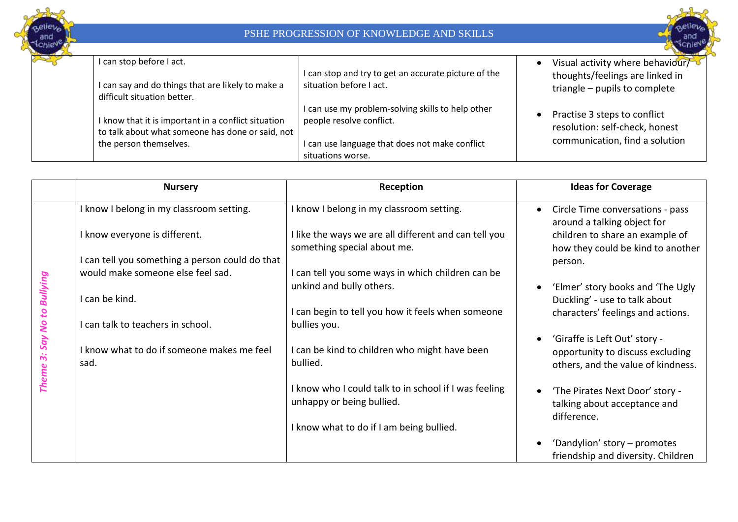| | | | |
|---|---|---|---|
| | I can stop before I act.<br><br>I can say and do things that are likely to make a difficult situation better.<br><br>I know that it is important in a conflict situation to talk about what someone has done or said, not the person themselves. | I can stop and try to get an accurate picture of the situation before I act.<br><br>I can use my problem-solving skills to help other people resolve conflict.<br><br>I can use language that does not make conflict situations worse. | • Visual activity where behaviour/ thoughts/feelings are linked in triangle – pupils to complete<br><br>• Practise 3 steps to conflict resolution: self-check, honest communication, find a solution |

| | Nursery | Reception | Ideas for Coverage |
|---|---|---|---|
| *Theme 3: Say No to Bullying* | I know I belong in my classroom setting.<br><br>I know everyone is different.<br><br>I can tell you something a person could do that would make someone else feel sad.<br><br>I can be kind.<br><br>I can talk to teachers in school.<br><br>I know what to do if someone makes me feel sad. | I know I belong in my classroom setting.<br><br>I like the ways we are all different and can tell you something special about me.<br><br>I can tell you some ways in which children can be unkind and bully others.<br><br>I can begin to tell you how it feels when someone bullies you.<br><br>I can be kind to children who might have been bullied.<br><br>I know who I could talk to in school if I was feeling unhappy or being bullied.<br><br>I know what to do if I am being bullied. | • Circle Time conversations - pass around a talking object for children to share an example of how they could be kind to another person.<br><br>• 'Elmer' story books and 'The Ugly Duckling' - use to talk about characters' feelings and actions.<br><br>• 'Giraffe is Left Out' story - opportunity to discuss excluding others, and the value of kindness.<br><br>• 'The Pirates Next Door' story - talking about acceptance and difference.<br><br>• 'Dandylion' story – promotes friendship and diversity. Children |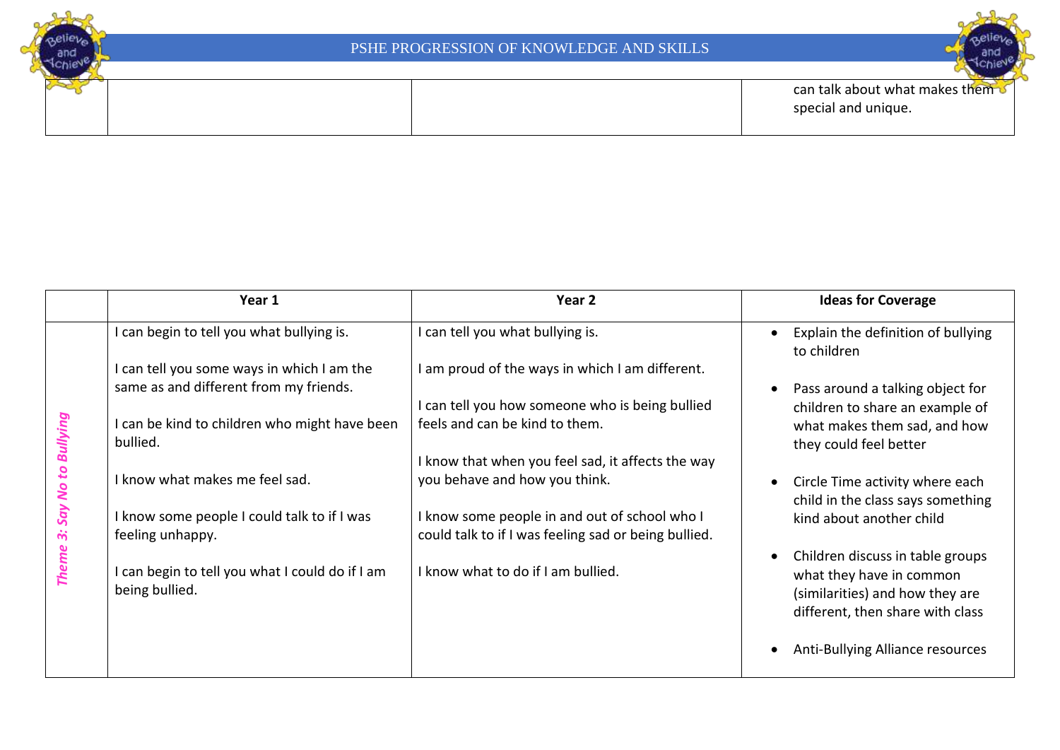|  |  |  | can talk about what makes them special and unique. |
| --- | --- | --- | --- |

|  | Year 1 | Year 2 | Ideas for Coverage |
| --- | --- | --- | --- |
| *Theme 3: Say No to Bullying* | I can begin to tell you what bullying is.<br><br>I can tell you some ways in which I am the same as and different from my friends.<br><br>I can be kind to children who might have been bullied.<br><br>I know what makes me feel sad.<br><br>I know some people I could talk to if I was feeling unhappy.<br><br>I can begin to tell you what I could do if I am being bullied. | I can tell you what bullying is.<br><br>I am proud of the ways in which I am different.<br><br>I can tell you how someone who is being bullied feels and can be kind to them.<br><br>I know that when you feel sad, it affects the way you behave and how you think.<br><br>I know some people in and out of school who I could talk to if I was feeling sad or being bullied.<br><br>I know what to do if I am bullied. | • Explain the definition of bullying to children<br><br>• Pass around a talking object for children to share an example of what makes them sad, and how they could feel better<br><br>• Circle Time activity where each child in the class says something kind about another child<br><br>• Children discuss in table groups what they have in common (similarities) and how they are different, then share with class<br><br>• Anti-Bullying Alliance resources |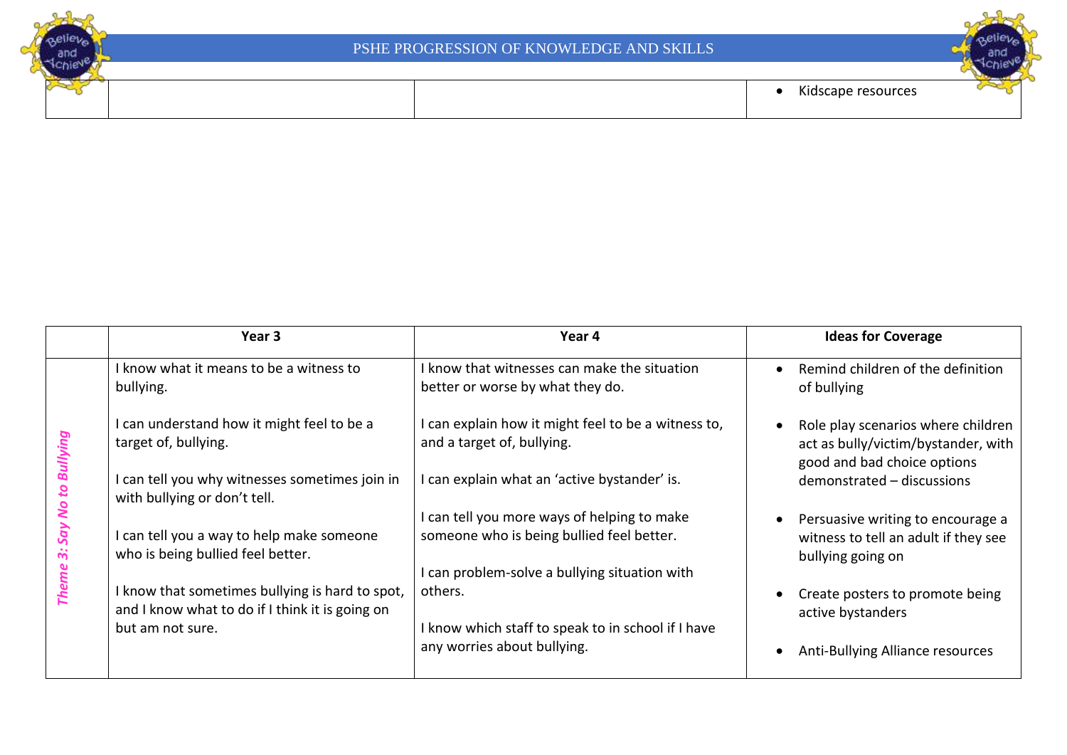| | | | |
|---|---|---|---|
| | | | • Kidscape resources |

| | Year 3 | Year 4 | Ideas for Coverage |
|---|---|---|---|
| *Theme 3: Say No to Bullying* | I know what it means to be a witness to bullying.<br><br>I can understand how it might feel to be a target of, bullying.<br><br>I can tell you why witnesses sometimes join in with bullying or don't tell.<br><br>I can tell you a way to help make someone who is being bullied feel better.<br><br>I know that sometimes bullying is hard to spot, and I know what to do if I think it is going on but am not sure. | I know that witnesses can make the situation better or worse by what they do.<br><br>I can explain how it might feel to be a witness to, and a target of, bullying.<br><br>I can explain what an 'active bystander' is.<br><br>I can tell you more ways of helping to make someone who is being bullied feel better.<br><br>I can problem-solve a bullying situation with others.<br><br>I know which staff to speak to in school if I have any worries about bullying. | • Remind children of the definition of bullying<br><br>• Role play scenarios where children act as bully/victim/bystander, with good and bad choice options demonstrated – discussions<br><br>• Persuasive writing to encourage a witness to tell an adult if they see bullying going on<br><br>• Create posters to promote being active bystanders<br><br>• Anti-Bullying Alliance resources |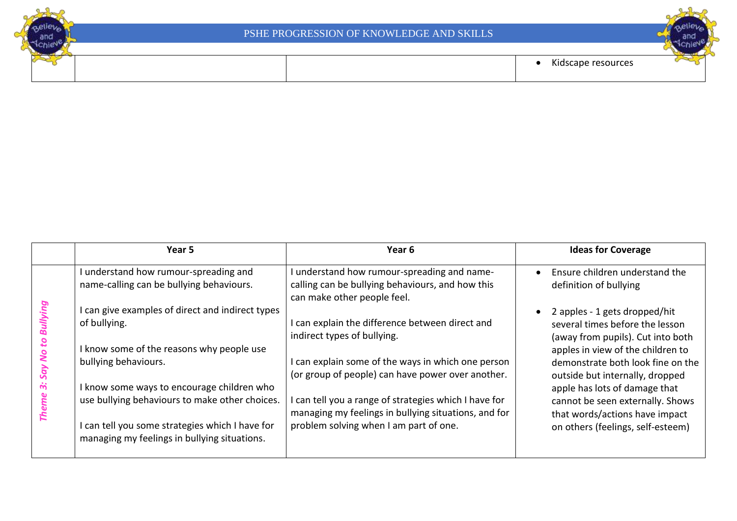| | | | |
|---|---|---|---|
| | | | • Kidscape resources |

| | Year 5 | Year 6 | Ideas for Coverage |
|---|---|---|---|
| *Theme 3: Say No to Bullying* | I understand how rumour-spreading and name-calling can be bullying behaviours.<br><br>I can give examples of direct and indirect types of bullying.<br><br>I know some of the reasons why people use bullying behaviours.<br><br>I know some ways to encourage children who use bullying behaviours to make other choices.<br><br>I can tell you some strategies which I have for managing my feelings in bullying situations. | I understand how rumour-spreading and name-calling can be bullying behaviours, and how this can make other people feel.<br><br>I can explain the difference between direct and indirect types of bullying.<br><br>I can explain some of the ways in which one person (or group of people) can have power over another.<br><br>I can tell you a range of strategies which I have for managing my feelings in bullying situations, and for problem solving when I am part of one. | • Ensure children understand the definition of bullying<br><br>• 2 apples - 1 gets dropped/hit several times before the lesson (away from pupils). Cut into both apples in view of the children to demonstrate both look fine on the outside but internally, dropped apple has lots of damage that cannot be seen externally. Shows that words/actions have impact on others (feelings, self-esteem) |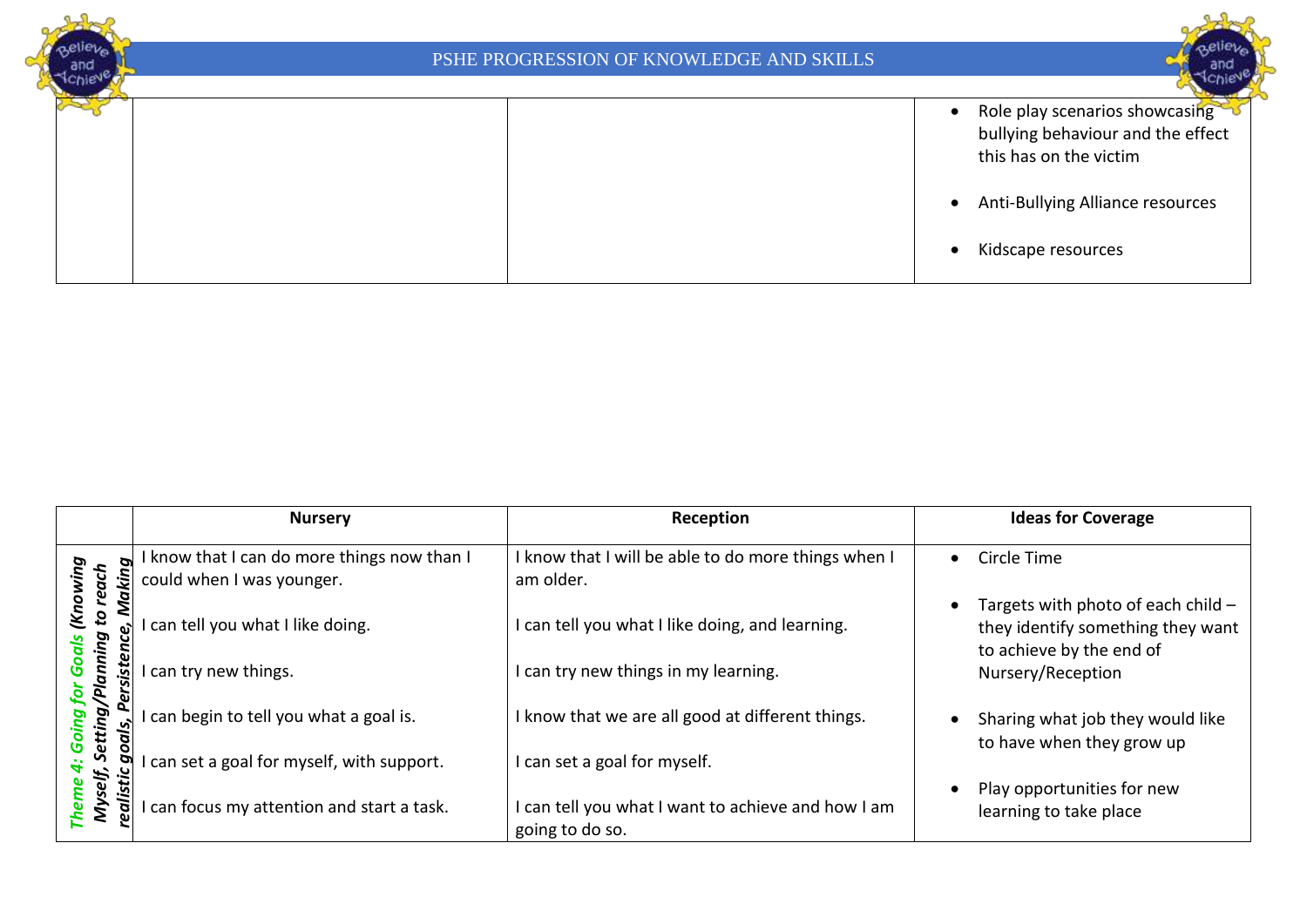| | | | |
|---|---|---|---|
| | | | • Role play scenarios showcasing bullying behaviour and the effect this has on the victim<br><br>• Anti-Bullying Alliance resources<br><br>• Kidscape resources |

| | Nursery | Reception | Ideas for Coverage |
|---|---|---|---|
| *Theme 4: Going for Goals (Knowing Myself, Setting/Planning to reach realistic goals, Persistence, Making* | I know that I can do more things now than I could when I was younger.<br><br>I can tell you what I like doing.<br><br>I can try new things.<br><br>I can begin to tell you what a goal is.<br><br>I can set a goal for myself, with support.<br><br>I can focus my attention and start a task. | I know that I will be able to do more things when I am older.<br><br>I can tell you what I like doing, and learning.<br><br>I can try new things in my learning.<br><br>I know that we are all good at different things.<br><br>I can set a goal for myself.<br><br>I can tell you what I want to achieve and how I am going to do so. | • Circle Time<br><br>• Targets with photo of each child – they identify something they want to achieve by the end of Nursery/Reception<br><br>• Sharing what job they would like to have when they grow up<br><br>• Play opportunities for new learning to take place |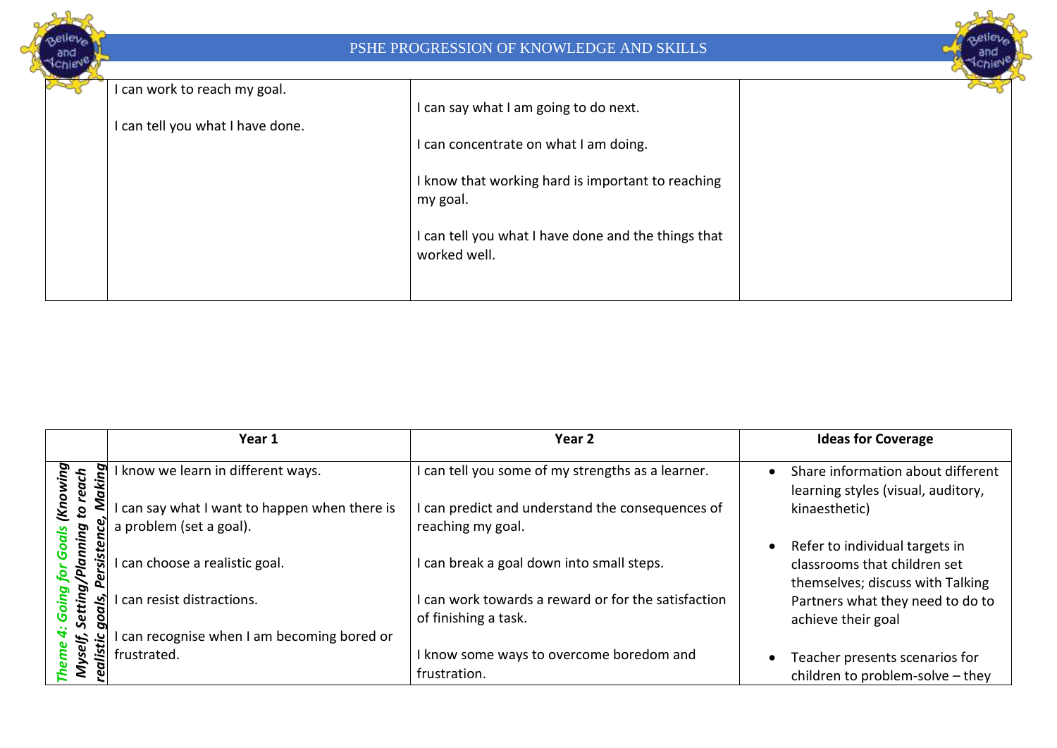| | | | |
|---|---|---|---|
| | I can work to reach my goal.<br><br>I can tell you what I have done. | I can say what I am going to do next.<br><br>I can concentrate on what I am doing.<br><br>I know that working hard is important to reaching my goal.<br><br>I can tell you what I have done and the things that worked well. | |

| | Year 1 | Year 2 | Ideas for Coverage |
|---|---|---|---|
| ***Theme 4: Going for Goals (Knowing Myself, Setting/Planning to reach realistic goals, Persistence, Making*** | I know we learn in different ways.<br><br>I can say what I want to happen when there is a problem (set a goal).<br><br>I can choose a realistic goal.<br><br>I can resist distractions.<br><br>I can recognise when I am becoming bored or frustrated. | I can tell you some of my strengths as a learner.<br><br>I can predict and understand the consequences of reaching my goal.<br><br>I can break a goal down into small steps.<br><br>I can work towards a reward or for the satisfaction of finishing a task.<br><br>I know some ways to overcome boredom and frustration. | • Share information about different learning styles (visual, auditory, kinaesthetic)<br><br>• Refer to individual targets in classrooms that children set themselves; discuss with Talking Partners what they need to do to achieve their goal<br><br>• Teacher presents scenarios for children to problem-solve – they |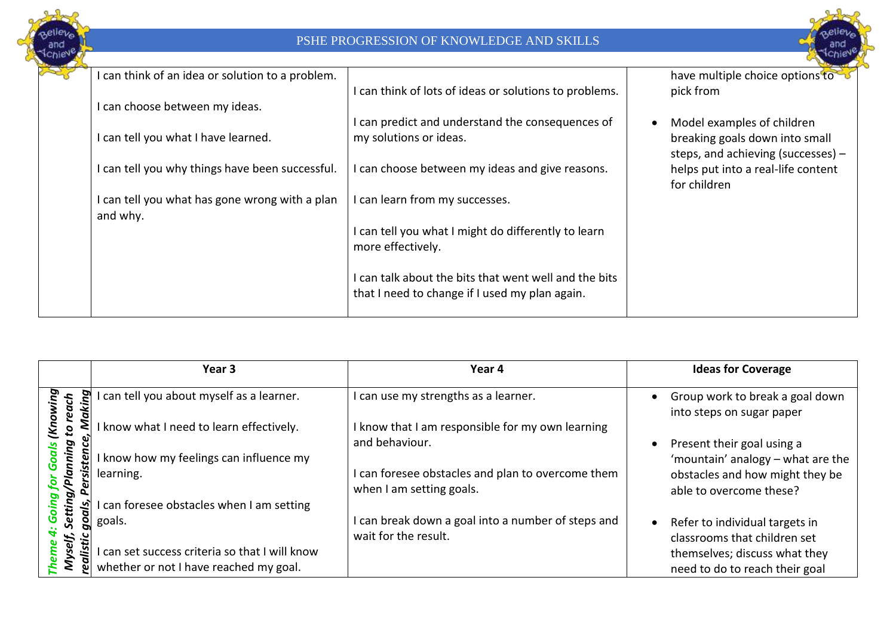| | | | |
|---|---|---|---|
| | I can think of an idea or solution to a problem.<br><br>I can choose between my ideas.<br><br>I can tell you what I have learned.<br><br>I can tell you why things have been successful.<br><br>I can tell you what has gone wrong with a plan and why. | I can think of lots of ideas or solutions to problems.<br><br>I can predict and understand the consequences of my solutions or ideas.<br><br>I can choose between my ideas and give reasons.<br><br>I can learn from my successes.<br><br>I can tell you what I might do differently to learn more effectively.<br><br>I can talk about the bits that went well and the bits that I need to change if I used my plan again. | have multiple choice options to pick from<br><br>• Model examples of children breaking goals down into small steps, and achieving (successes) – helps put into a real-life content for children |

| | Year 3 | Year 4 | Ideas for Coverage |
|---|---|---|---|
| *Theme 4: Going for Goals (Knowing Myself, Setting/Planning to reach realistic goals, Persistence, Making* | I can tell you about myself as a learner.<br><br>I know what I need to learn effectively.<br><br>I know how my feelings can influence my learning.<br><br>I can foresee obstacles when I am setting goals.<br><br>I can set success criteria so that I will know whether or not I have reached my goal. | I can use my strengths as a learner.<br><br>I know that I am responsible for my own learning and behaviour.<br><br>I can foresee obstacles and plan to overcome them when I am setting goals.<br><br>I can break down a goal into a number of steps and wait for the result. | • Group work to break a goal down into steps on sugar paper<br><br>• Present their goal using a 'mountain' analogy – what are the obstacles and how might they be able to overcome these?<br><br>• Refer to individual targets in classrooms that children set themselves; discuss what they need to do to reach their goal |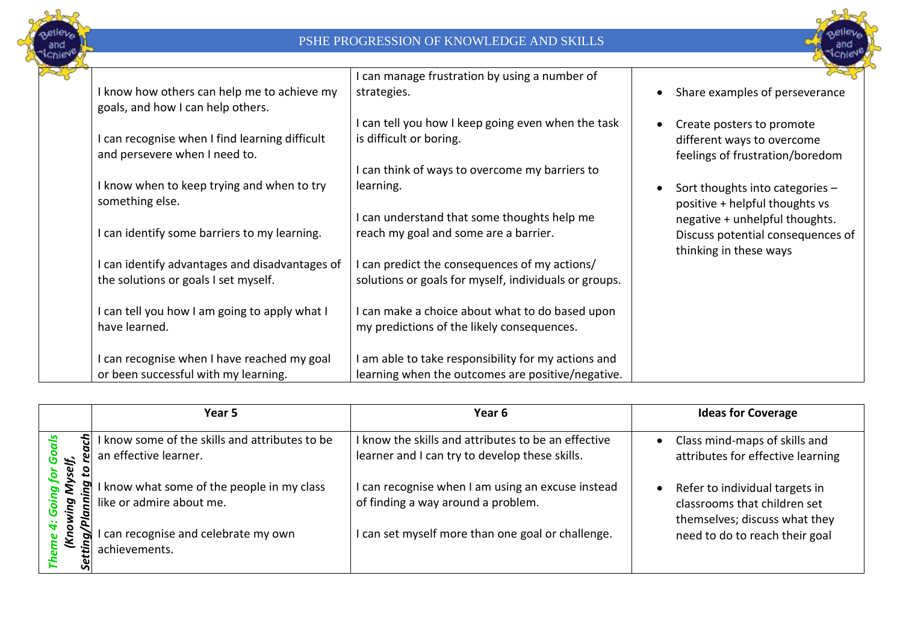| | | | |
|---|---|---|---|
| | I know how others can help me to achieve my goals, and how I can help others.<br><br>I can recognise when I find learning difficult and persevere when I need to.<br><br>I know when to keep trying and when to try something else.<br><br>I can identify some barriers to my learning.<br><br>I can identify advantages and disadvantages of the solutions or goals I set myself.<br><br>I can tell you how I am going to apply what I have learned.<br><br>I can recognise when I have reached my goal or been successful with my learning. | I can manage frustration by using a number of strategies.<br><br>I can tell you how I keep going even when the task is difficult or boring.<br><br>I can think of ways to overcome my barriers to learning.<br><br>I can understand that some thoughts help me reach my goal and some are a barrier.<br><br>I can predict the consequences of my actions/ solutions or goals for myself, individuals or groups.<br><br>I can make a choice about what to do based upon my predictions of the likely consequences.<br><br>I am able to take responsibility for my actions and learning when the outcomes are positive/negative. | • Share examples of perseverance<br><br>• Create posters to promote different ways to overcome feelings of frustration/boredom<br><br>• Sort thoughts into categories – positive + helpful thoughts vs negative + unhelpful thoughts. Discuss potential consequences of thinking in these ways |

| | Year 5 | Year 6 | Ideas for Coverage |
|---|---|---|---|
| *Theme 4: Going for Goals (Knowing Myself, Setting/Planning to reach* | I know some of the skills and attributes to be an effective learner.<br><br>I know what some of the people in my class like or admire about me.<br><br>I can recognise and celebrate my own achievements. | I know the skills and attributes to be an effective learner and I can try to develop these skills.<br><br>I can recognise when I am using an excuse instead of finding a way around a problem.<br><br>I can set myself more than one goal or challenge. | • Class mind-maps of skills and attributes for effective learning<br><br>• Refer to individual targets in classrooms that children set themselves; discuss what they need to do to reach their goal |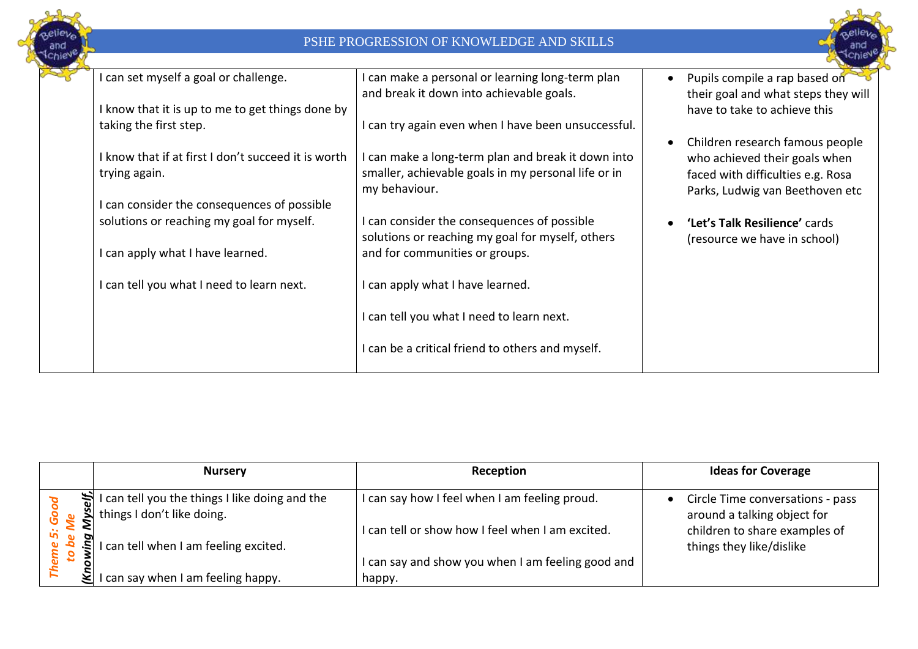# PSHE PROGRESSION OF KNOWLEDGE AND SKILLS

| | | | |
|---|---|---|---|
| | I can set myself a goal or challenge.<br><br>I know that it is up to me to get things done by taking the first step.<br><br>I know that if at first I don't succeed it is worth trying again.<br><br>I can consider the consequences of possible solutions or reaching my goal for myself.<br><br>I can apply what I have learned.<br><br>I can tell you what I need to learn next. | I can make a personal or learning long-term plan and break it down into achievable goals.<br><br>I can try again even when I have been unsuccessful.<br><br>I can make a long-term plan and break it down into smaller, achievable goals in my personal life or in my behaviour.<br><br>I can consider the consequences of possible solutions or reaching my goal for myself, others and for communities or groups.<br><br>I can apply what I have learned.<br><br>I can tell you what I need to learn next.<br><br>I can be a critical friend to others and myself. | • Pupils compile a rap based on their goal and what steps they will have to take to achieve this<br><br>• Children research famous people who achieved their goals when faced with difficulties e.g. Rosa Parks, Ludwig van Beethoven etc<br><br>• **'Let's Talk Resilience'** cards (resource we have in school) |

| | Nursery | Reception | Ideas for Coverage |
|---|---|---|---|
| *Theme 5: Good to be Me (Knowing Myself,* | I can tell you the things I like doing and the things I don't like doing.<br><br>I can tell when I am feeling excited.<br><br>I can say when I am feeling happy. | I can say how I feel when I am feeling proud.<br><br>I can tell or show how I feel when I am excited.<br><br>I can say and show you when I am feeling good and happy. | • Circle Time conversations - pass around a talking object for children to share examples of things they like/dislike |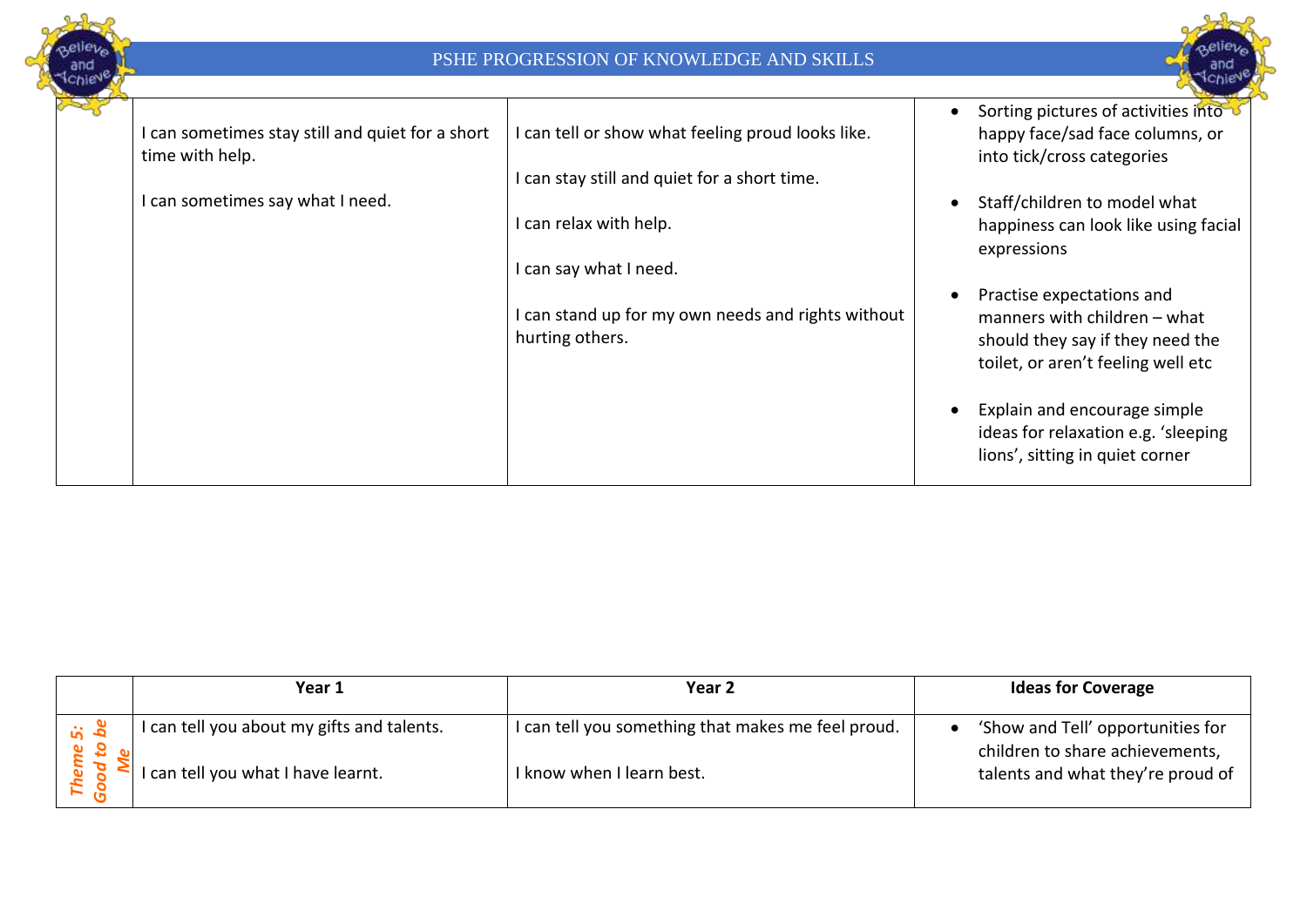| | | | |
|---|---|---|---|
| | I can sometimes stay still and quiet for a short time with help.<br><br>I can sometimes say what I need. | I can tell or show what feeling proud looks like.<br><br>I can stay still and quiet for a short time.<br><br>I can relax with help.<br><br>I can say what I need.<br><br>I can stand up for my own needs and rights without hurting others. | • Sorting pictures of activities into happy face/sad face columns, or into tick/cross categories<br><br>• Staff/children to model what happiness can look like using facial expressions<br><br>• Practise expectations and manners with children – what should they say if they need the toilet, or aren't feeling well etc<br><br>• Explain and encourage simple ideas for relaxation e.g. 'sleeping lions', sitting in quiet corner |

| | Year 1 | Year 2 | Ideas for Coverage |
|---|---|---|---|
| *Theme 5: Good to be Me* | I can tell you about my gifts and talents.<br><br>I can tell you what I have learnt. | I can tell you something that makes me feel proud.<br><br>I know when I learn best. | • 'Show and Tell' opportunities for children to share achievements, talents and what they're proud of |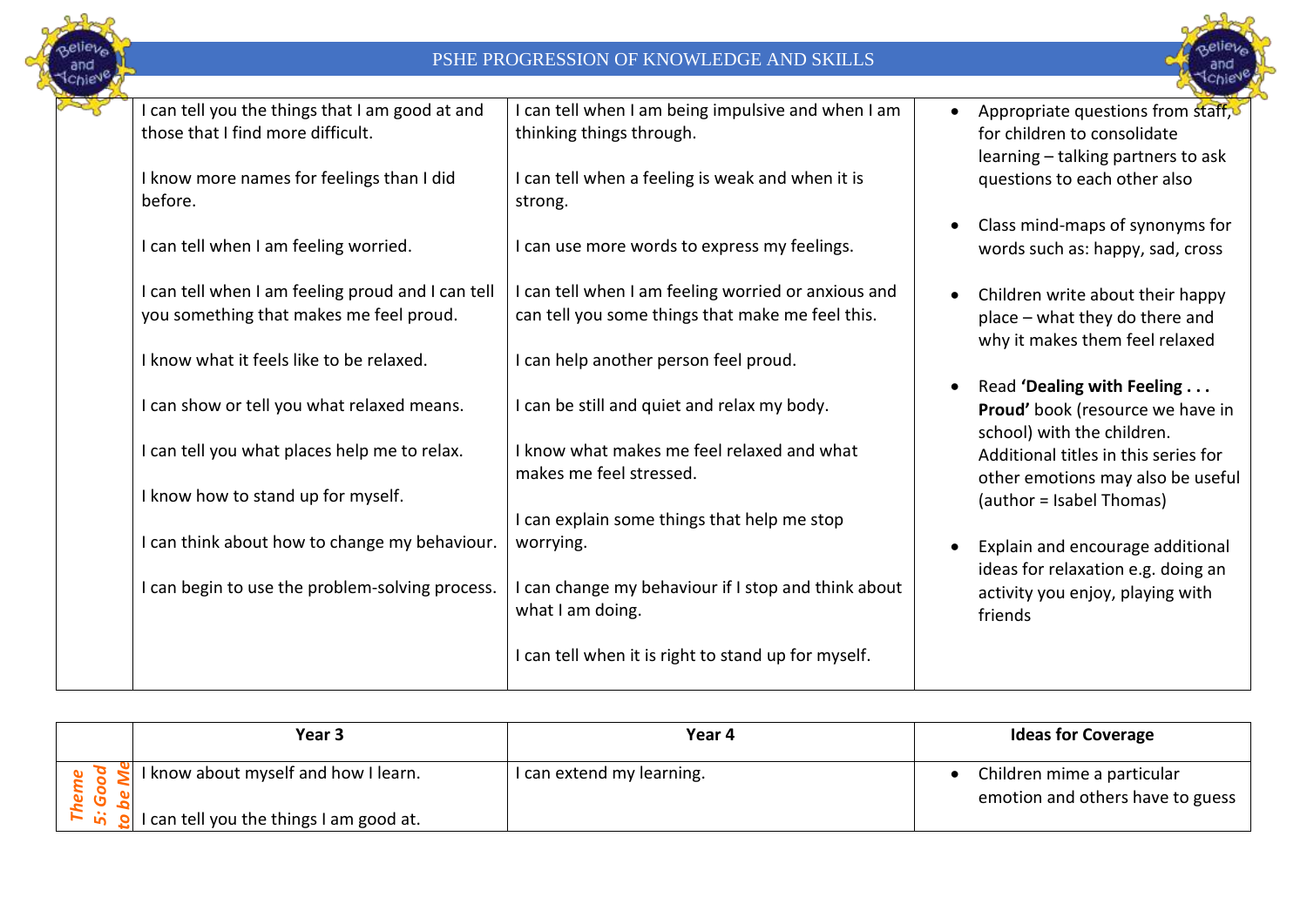# PSHE PROGRESSION OF KNOWLEDGE AND SKILLS

| | | | |
|---|---|---|---|
| | I can tell you the things that I am good at and those that I find more difficult.<br><br>I know more names for feelings than I did before.<br><br>I can tell when I am feeling worried.<br><br>I can tell when I am feeling proud and I can tell you something that makes me feel proud.<br><br>I know what it feels like to be relaxed.<br><br>I can show or tell you what relaxed means.<br><br>I can tell you what places help me to relax.<br><br>I know how to stand up for myself.<br><br>I can think about how to change my behaviour.<br><br>I can begin to use the problem-solving process. | I can tell when I am being impulsive and when I am thinking things through.<br><br>I can tell when a feeling is weak and when it is strong.<br><br>I can use more words to express my feelings.<br><br>I can tell when I am feeling worried or anxious and can tell you some things that make me feel this.<br><br>I can help another person feel proud.<br><br>I can be still and quiet and relax my body.<br><br>I know what makes me feel relaxed and what makes me feel stressed.<br><br>I can explain some things that help me stop worrying.<br><br>I can change my behaviour if I stop and think about what I am doing.<br><br>I can tell when it is right to stand up for myself. | • Appropriate questions from staff, for children to consolidate learning – talking partners to ask questions to each other also<br><br>• Class mind-maps of synonyms for words such as: happy, sad, cross<br><br>• Children write about their happy place – what they do there and why it makes them feel relaxed<br><br>• Read **'Dealing with Feeling . . . Proud'** book (resource we have in school) with the children. Additional titles in this series for other emotions may also be useful (author = Isabel Thomas)<br><br>• Explain and encourage additional ideas for relaxation e.g. doing an activity you enjoy, playing with friends |

| | Year 3 | Year 4 | Ideas for Coverage |
|---|---|---|---|
| *Theme 5: Good to be Me* | I know about myself and how I learn.<br><br>I can tell you the things I am good at. | I can extend my learning. | • Children mime a particular emotion and others have to guess |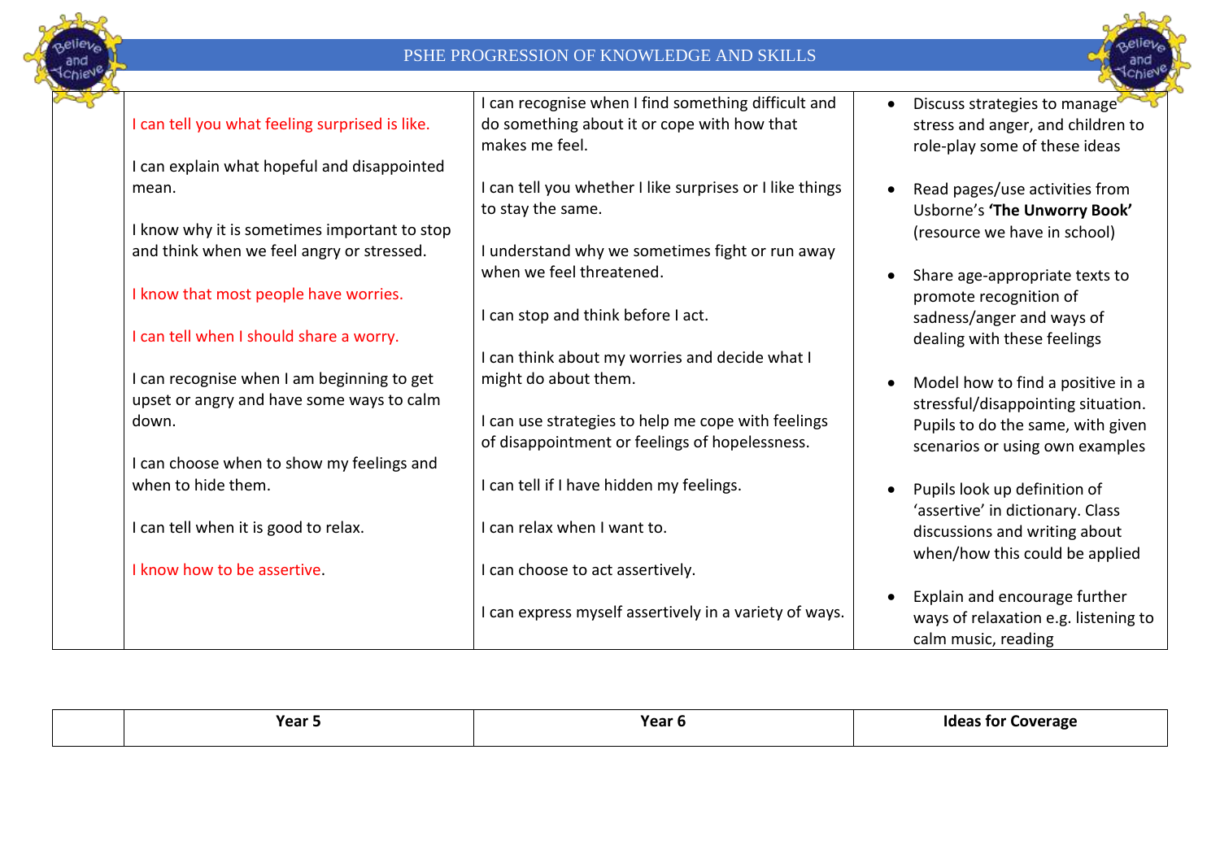# PSHE PROGRESSION OF KNOWLEDGE AND SKILLS

| | | | |
|---|---|---|---|
| | I can tell you what feeling surprised is like.<br><br>I can explain what hopeful and disappointed mean.<br><br>I know why it is sometimes important to stop and think when we feel angry or stressed.<br><br>I know that most people have worries.<br><br>I can tell when I should share a worry.<br><br>I can recognise when I am beginning to get upset or angry and have some ways to calm down.<br><br>I can choose when to show my feelings and when to hide them.<br><br>I can tell when it is good to relax.<br><br>I know how to be assertive. | I can recognise when I find something difficult and do something about it or cope with how that makes me feel.<br><br>I can tell you whether I like surprises or I like things to stay the same.<br><br>I understand why we sometimes fight or run away when we feel threatened.<br><br>I can stop and think before I act.<br><br>I can think about my worries and decide what I might do about them.<br><br>I can use strategies to help me cope with feelings of disappointment or feelings of hopelessness.<br><br>I can tell if I have hidden my feelings.<br><br>I can relax when I want to.<br><br>I can choose to act assertively.<br><br>I can express myself assertively in a variety of ways. | • Discuss strategies to manage stress and anger, and children to role-play some of these ideas<br><br>• Read pages/use activities from Usborne's **'The Unworry Book'** (resource we have in school)<br><br>• Share age-appropriate texts to promote recognition of sadness/anger and ways of dealing with these feelings<br><br>• Model how to find a positive in a stressful/disappointing situation. Pupils to do the same, with given scenarios or using own examples<br><br>• Pupils look up definition of 'assertive' in dictionary. Class discussions and writing about when/how this could be applied<br><br>• Explain and encourage further ways of relaxation e.g. listening to calm music, reading |

| | **Year 5** | **Year 6** | **Ideas for Coverage** |
|---|---|---|---|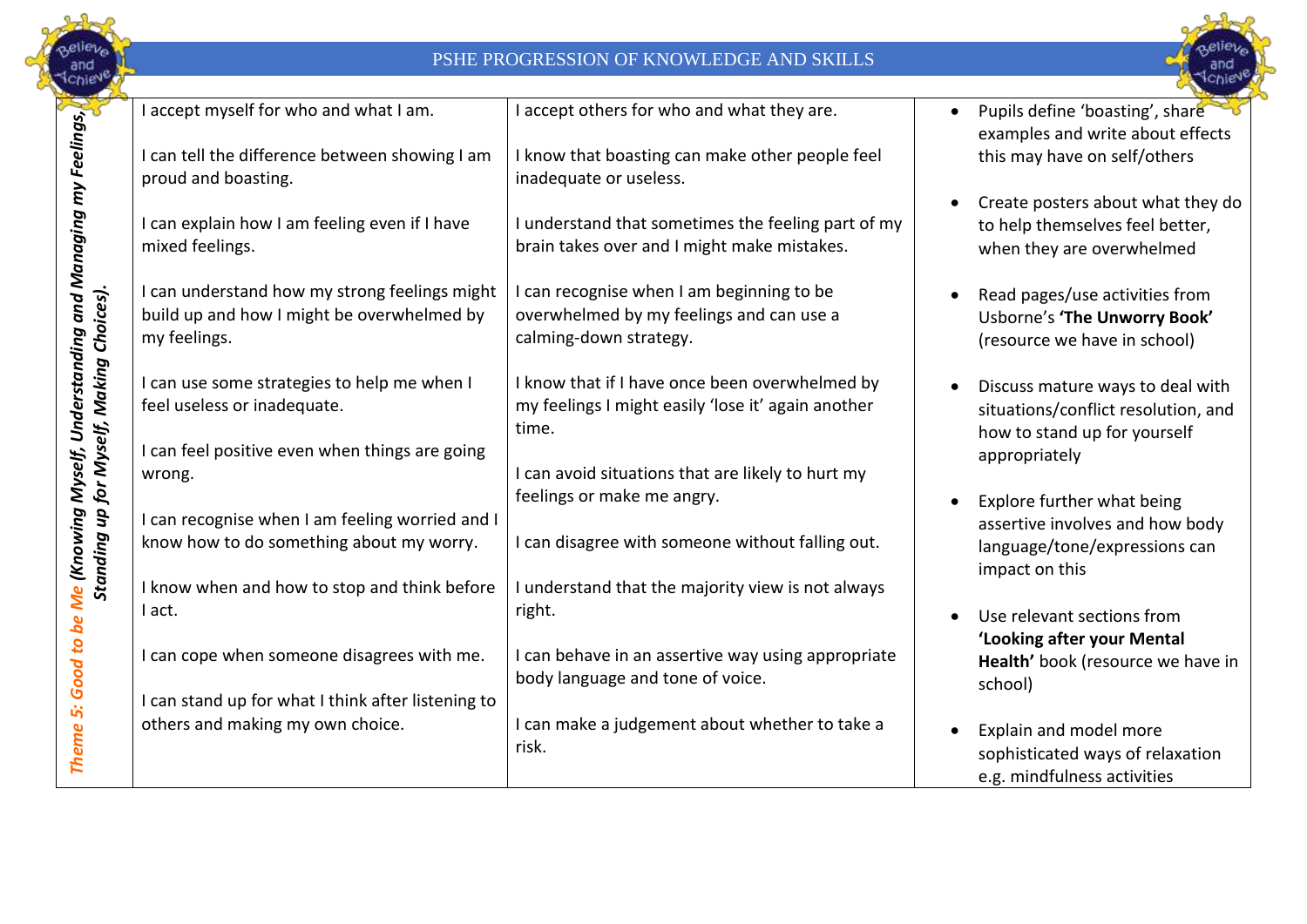# PSHE PROGRESSION OF KNOWLEDGE AND SKILLS

| *Theme 5: Good to be Me (Knowing Myself, Understanding and Managing my Feelings, Standing up for Myself, Making Choices).* | | | |
|---|---|---|---|
| | I accept myself for who and what I am.<br><br>I can tell the difference between showing I am proud and boasting.<br><br>I can explain how I am feeling even if I have mixed feelings.<br><br>I can understand how my strong feelings might build up and how I might be overwhelmed by my feelings.<br><br>I can use some strategies to help me when I feel useless or inadequate.<br><br>I can feel positive even when things are going wrong.<br><br>I can recognise when I am feeling worried and I know how to do something about my worry.<br><br>I know when and how to stop and think before I act.<br><br>I can cope when someone disagrees with me.<br><br>I can stand up for what I think after listening to others and making my own choice. | I accept others for who and what they are.<br><br>I know that boasting can make other people feel inadequate or useless.<br><br>I understand that sometimes the feeling part of my brain takes over and I might make mistakes.<br><br>I can recognise when I am beginning to be overwhelmed by my feelings and can use a calming-down strategy.<br><br>I know that if I have once been overwhelmed by my feelings I might easily 'lose it' again another time.<br><br>I can avoid situations that are likely to hurt my feelings or make me angry.<br><br>I can disagree with someone without falling out.<br><br>I understand that the majority view is not always right.<br><br>I can behave in an assertive way using appropriate body language and tone of voice.<br><br>I can make a judgement about whether to take a risk. | • Pupils define 'boasting', share examples and write about effects this may have on self/others<br><br>• Create posters about what they do to help themselves feel better, when they are overwhelmed<br><br>• Read pages/use activities from Usborne's **'The Unworry Book'** (resource we have in school)<br><br>• Discuss mature ways to deal with situations/conflict resolution, and how to stand up for yourself appropriately<br><br>• Explore further what being assertive involves and how body language/tone/expressions can impact on this<br><br>• Use relevant sections from **'Looking after your Mental Health'** book (resource we have in school)<br><br>• Explain and model more sophisticated ways of relaxation e.g. mindfulness activities |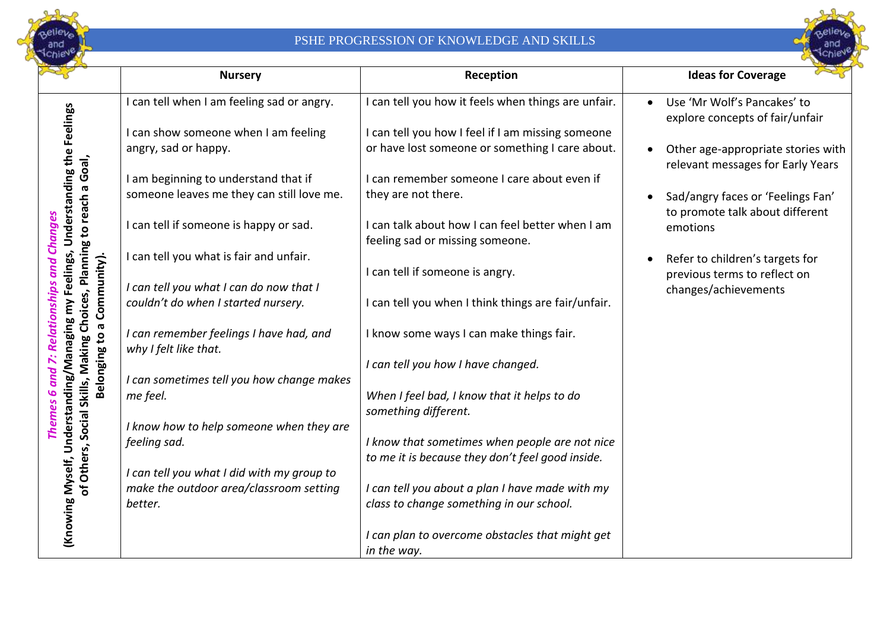PSHE PROGRESSION OF KNOWLEDGE AND SKILLS

| | **Nursery** | **Reception** | **Ideas for Coverage** |
|---|---|---|---|
| ***Themes 6 and 7: Relationships and Changes*** **(Knowing Myself, Understanding/Managing my Feelings, Understanding the Feelings of Others, Social Skills, Making Choices, Planning to reach a Goal, Belonging to a Community).** | I can tell when I am feeling sad or angry.<br><br>I can show someone when I am feeling angry, sad or happy.<br><br>I am beginning to understand that if someone leaves me they can still love me.<br><br>I can tell if someone is happy or sad.<br><br>I can tell you what is fair and unfair.<br><br>*I can tell you what I can do now that I couldn't do when I started nursery.*<br><br>*I can remember feelings I have had, and why I felt like that.*<br><br>*I can sometimes tell you how change makes me feel.*<br><br>*I know how to help someone when they are feeling sad.*<br><br>*I can tell you what I did with my group to make the outdoor area/classroom setting better.* | I can tell you how it feels when things are unfair.<br><br>I can tell you how I feel if I am missing someone or have lost someone or something I care about.<br><br>I can remember someone I care about even if they are not there.<br><br>I can talk about how I can feel better when I am feeling sad or missing someone.<br><br>I can tell if someone is angry.<br><br>I can tell you when I think things are fair/unfair.<br><br>I know some ways I can make things fair.<br><br>*I can tell you how I have changed.*<br><br>*When I feel bad, I know that it helps to do something different.*<br><br>*I know that sometimes when people are not nice to me it is because they don't feel good inside.*<br><br>*I can tell you about a plan I have made with my class to change something in our school.*<br><br>*I can plan to overcome obstacles that might get in the way.* | • Use 'Mr Wolf's Pancakes' to explore concepts of fair/unfair<br><br>• Other age-appropriate stories with relevant messages for Early Years<br><br>• Sad/angry faces or 'Feelings Fan' to promote talk about different emotions<br><br>• Refer to children's targets for previous terms to reflect on changes/achievements |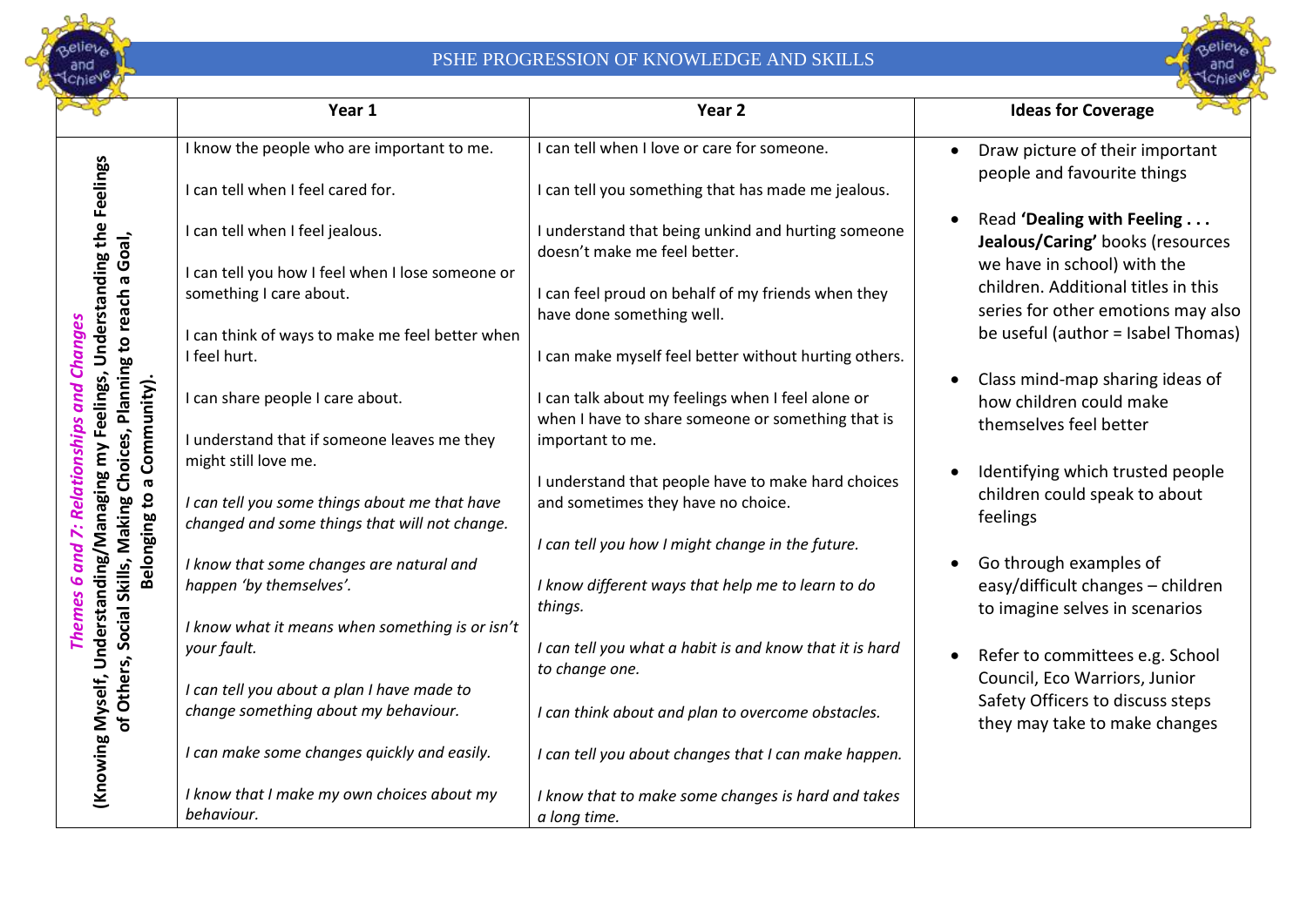# PSHE PROGRESSION OF KNOWLEDGE AND SKILLS

| | Year 1 | Year 2 | Ideas for Coverage |
|---|---|---|---|
| ***Themes 6 and 7: Relationships and Changes*** **(Knowing Myself, Understanding/Managing my Feelings, Understanding the Feelings of Others, Social Skills, Making Choices, Planning to reach a Goal, Belonging to a Community).** | I know the people who are important to me.<br><br>I can tell when I feel cared for.<br><br>I can tell when I feel jealous.<br><br>I can tell you how I feel when I lose someone or something I care about.<br><br>I can think of ways to make me feel better when I feel hurt.<br><br>I can share people I care about.<br><br>I understand that if someone leaves me they might still love me.<br><br>*I can tell you some things about me that have changed and some things that will not change.*<br><br>*I know that some changes are natural and happen 'by themselves'.*<br><br>*I know what it means when something is or isn't your fault.*<br><br>*I can tell you about a plan I have made to change something about my behaviour.*<br><br>*I can make some changes quickly and easily.*<br><br>*I know that I make my own choices about my behaviour.* | I can tell when I love or care for someone.<br><br>I can tell you something that has made me jealous.<br><br>I understand that being unkind and hurting someone doesn't make me feel better.<br><br>I can feel proud on behalf of my friends when they have done something well.<br><br>I can make myself feel better without hurting others.<br><br>I can talk about my feelings when I feel alone or when I have to share someone or something that is important to me.<br><br>I understand that people have to make hard choices and sometimes they have no choice.<br><br>*I can tell you how I might change in the future.*<br><br>*I know different ways that help me to learn to do things.*<br><br>*I can tell you what a habit is and know that it is hard to change one.*<br><br>*I can think about and plan to overcome obstacles.*<br><br>*I can tell you about changes that I can make happen.*<br><br>*I know that to make some changes is hard and takes a long time.* | • Draw picture of their important people and favourite things<br><br>• Read **'Dealing with Feeling . . . Jealous/Caring'** books (resources we have in school) with the children. Additional titles in this series for other emotions may also be useful (author = Isabel Thomas)<br><br>• Class mind-map sharing ideas of how children could make themselves feel better<br><br>• Identifying which trusted people children could speak to about feelings<br><br>• Go through examples of easy/difficult changes – children to imagine selves in scenarios<br><br>• Refer to committees e.g. School Council, Eco Warriors, Junior Safety Officers to discuss steps they may take to make changes |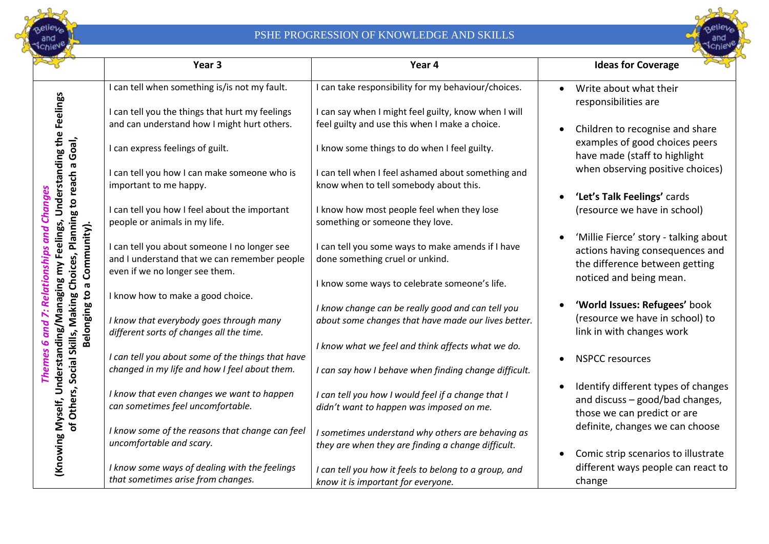# PSHE PROGRESSION OF KNOWLEDGE AND SKILLS

| | Year 3 | Year 4 | Ideas for Coverage |
|---|---|---|---|
| ***Themes 6 and 7: Relationships and Changes*** **(Knowing Myself, Understanding/Managing my Feelings, Understanding the Feelings of Others, Social Skills, Making Choices, Planning to reach a Goal, Belonging to a Community).** | I can tell when something is/is not my fault.<br><br>I can tell you the things that hurt my feelings and can understand how I might hurt others.<br><br>I can express feelings of guilt.<br><br>I can tell you how I can make someone who is important to me happy.<br><br>I can tell you how I feel about the important people or animals in my life.<br><br>I can tell you about someone I no longer see and I understand that we can remember people even if we no longer see them.<br><br>I know how to make a good choice.<br><br>*I know that everybody goes through many different sorts of changes all the time.*<br><br>*I can tell you about some of the things that have changed in my life and how I feel about them.*<br><br>*I know that even changes we want to happen can sometimes feel uncomfortable.*<br><br>*I know some of the reasons that change can feel uncomfortable and scary.*<br><br>*I know some ways of dealing with the feelings that sometimes arise from changes.* | I can take responsibility for my behaviour/choices.<br><br>I can say when I might feel guilty, know when I will feel guilty and use this when I make a choice.<br><br>I know some things to do when I feel guilty.<br><br>I can tell when I feel ashamed about something and know when to tell somebody about this.<br><br>I know how most people feel when they lose something or someone they love.<br><br>I can tell you some ways to make amends if I have done something cruel or unkind.<br><br>I know some ways to celebrate someone's life.<br><br>*I know change can be really good and can tell you about some changes that have made our lives better.*<br><br>*I know what we feel and think affects what we do.*<br><br>*I can say how I behave when finding change difficult.*<br><br>*I can tell you how I would feel if a change that I didn't want to happen was imposed on me.*<br><br>*I sometimes understand why others are behaving as they are when they are finding a change difficult.*<br><br>*I can tell you how it feels to belong to a group, and know it is important for everyone.* | • Write about what their responsibilities are<br><br>• Children to recognise and share examples of good choices peers have made (staff to highlight when observing positive choices)<br><br>• **'Let's Talk Feelings'** cards (resource we have in school)<br><br>• 'Millie Fierce' story - talking about actions having consequences and the difference between getting noticed and being mean.<br><br>• **'World Issues: Refugees'** book (resource we have in school) to link in with changes work<br><br>• NSPCC resources<br><br>• Identify different types of changes and discuss – good/bad changes, those we can predict or are definite, changes we can choose<br><br>• Comic strip scenarios to illustrate different ways people can react to change |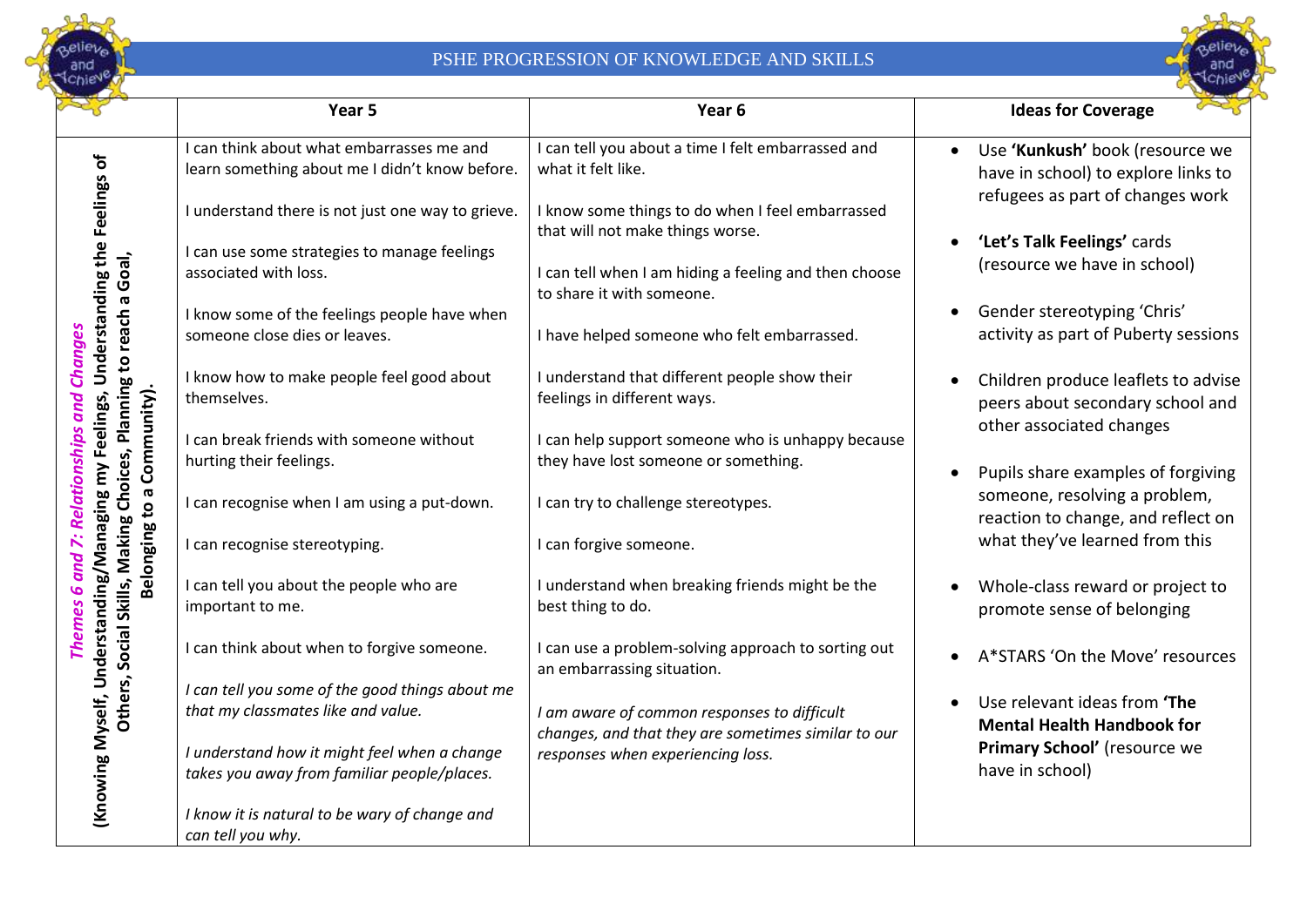# PSHE PROGRESSION OF KNOWLEDGE AND SKILLS

| | Year 5 | Year 6 | Ideas for Coverage |
|---|---|---|---|
| ***Themes 6 and 7: Relationships and Changes*** **(Knowing Myself, Understanding/Managing my Feelings, Understanding the Feelings of Others, Social Skills, Making Choices, Planning to reach a Goal, Belonging to a Community).** | I can think about what embarrasses me and learn something about me I didn't know before.<br><br>I understand there is not just one way to grieve.<br><br>I can use some strategies to manage feelings associated with loss.<br><br>I know some of the feelings people have when someone close dies or leaves.<br><br>I know how to make people feel good about themselves.<br><br>I can break friends with someone without hurting their feelings.<br><br>I can recognise when I am using a put-down.<br><br>I can recognise stereotyping.<br><br>I can tell you about the people who are important to me.<br><br>I can think about when to forgive someone.<br><br>*I can tell you some of the good things about me that my classmates like and value.*<br><br>*I understand how it might feel when a change takes you away from familiar people/places.*<br><br>*I know it is natural to be wary of change and can tell you why.* | I can tell you about a time I felt embarrassed and what it felt like.<br><br>I know some things to do when I feel embarrassed that will not make things worse.<br><br>I can tell when I am hiding a feeling and then choose to share it with someone.<br><br>I have helped someone who felt embarrassed.<br><br>I understand that different people show their feelings in different ways.<br><br>I can help support someone who is unhappy because they have lost someone or something.<br><br>I can try to challenge stereotypes.<br><br>I can forgive someone.<br><br>I understand when breaking friends might be the best thing to do.<br><br>I can use a problem-solving approach to sorting out an embarrassing situation.<br><br>*I am aware of common responses to difficult changes, and that they are sometimes similar to our responses when experiencing loss.* | • Use **'Kunkush'** book (resource we have in school) to explore links to refugees as part of changes work<br><br>• **'Let's Talk Feelings'** cards (resource we have in school)<br><br>• Gender stereotyping 'Chris' activity as part of Puberty sessions<br><br>• Children produce leaflets to advise peers about secondary school and other associated changes<br><br>• Pupils share examples of forgiving someone, resolving a problem, reaction to change, and reflect on what they've learned from this<br><br>• Whole-class reward or project to promote sense of belonging<br><br>• A*STARS 'On the Move' resources<br><br>• Use relevant ideas from **'The Mental Health Handbook for Primary School'** (resource we have in school) |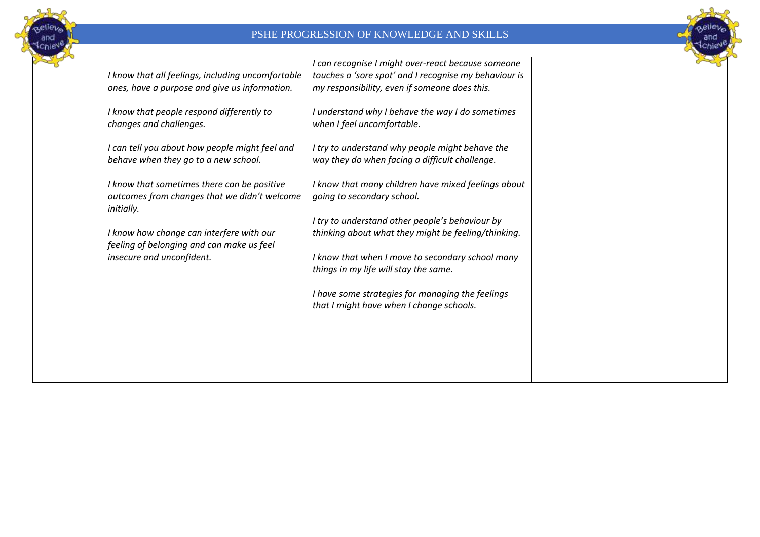| | | | |
|---|---|---|---|
| | *I know that all feelings, including uncomfortable ones, have a purpose and give us information.*<br><br>*I know that people respond differently to changes and challenges.*<br><br>*I can tell you about how people might feel and behave when they go to a new school.*<br><br>*I know that sometimes there can be positive outcomes from changes that we didn't welcome initially.*<br><br>*I know how change can interfere with our feeling of belonging and can make us feel insecure and unconfident.* | *I can recognise I might over-react because someone touches a 'sore spot' and I recognise my behaviour is my responsibility, even if someone does this.*<br><br>*I understand why I behave the way I do sometimes when I feel uncomfortable.*<br><br>*I try to understand why people might behave the way they do when facing a difficult challenge.*<br><br>*I know that many children have mixed feelings about going to secondary school.*<br><br>*I try to understand other people's behaviour by thinking about what they might be feeling/thinking.*<br><br>*I know that when I move to secondary school many things in my life will stay the same.*<br><br>*I have some strategies for managing the feelings that I might have when I change schools.* | |